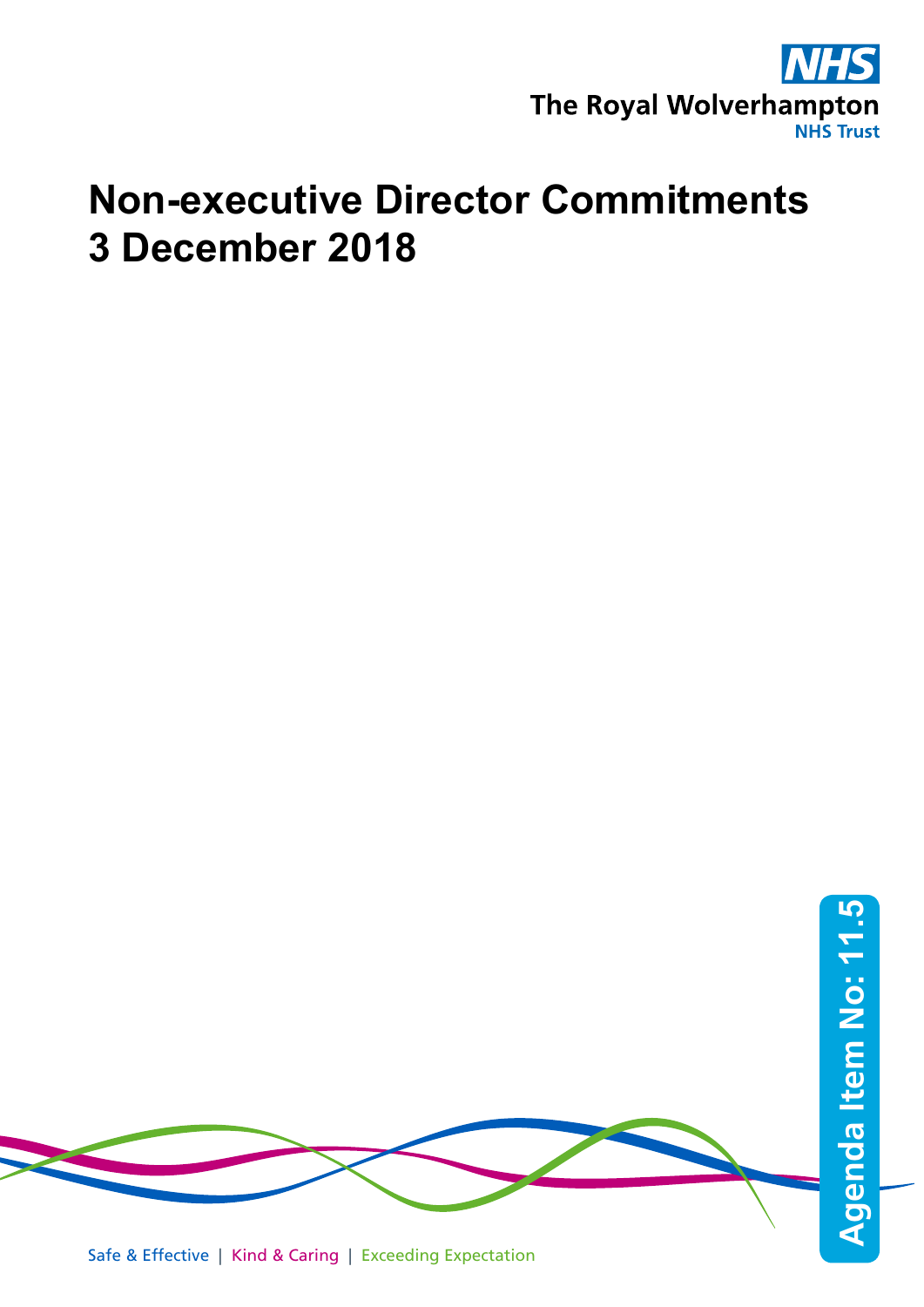NHS

The Royal Wolverhampton
NHS Trust

# Non-executive Director Commitments 3 December 2018

Agenda Item No: 11.5

Safe & Effective | Kind & Caring | Exceeding Expectation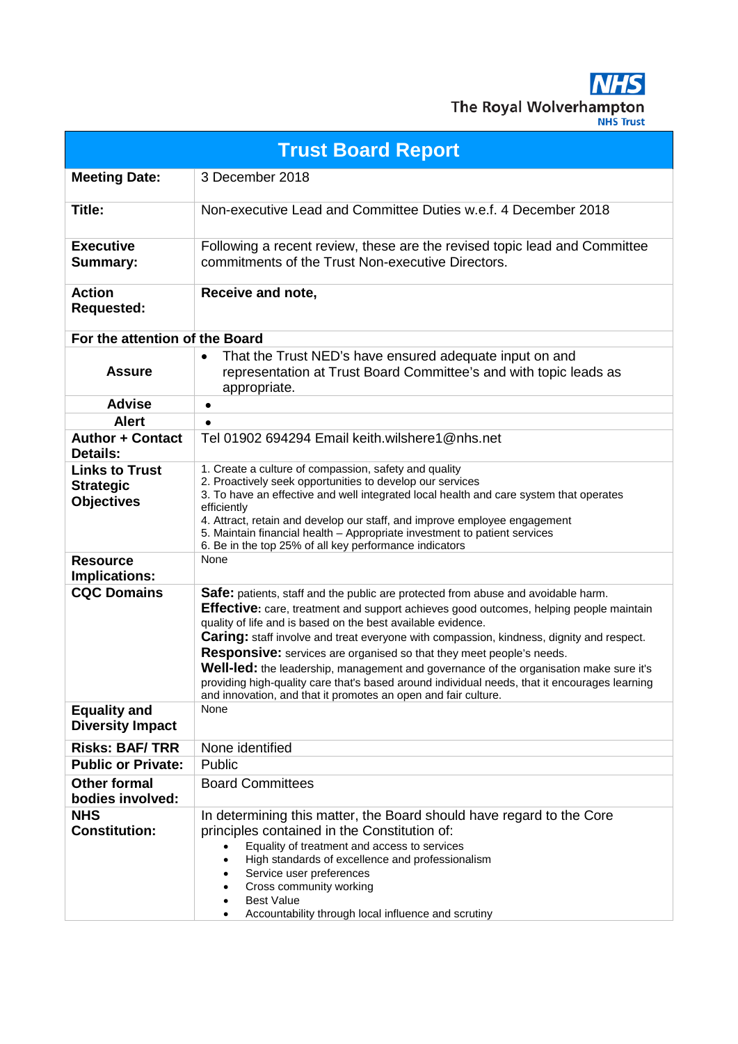The Royal Wolverhampton NHS Trust

# Trust Board Report

| | |
|---|---|
| **Meeting Date:** | 3 December 2018 |
| **Title:** | Non-executive Lead and Committee Duties w.e.f. 4 December 2018 |
| **Executive Summary:** | Following a recent review, these are the revised topic lead and Committee commitments of the Trust Non-executive Directors. |
| **Action Requested:** | **Receive and note,** |
| **For the attention of the Board** | |
| **Assure** | • That the Trust NED's have ensured adequate input on and representation at Trust Board Committee's and with topic leads as appropriate. |
| **Advise** | • |
| **Alert** | • |
| **Author + Contact Details:** | Tel 01902 694294 Email keith.wilshere1@nhs.net |
| **Links to Trust Strategic Objectives** | 1. Create a culture of compassion, safety and quality<br>2. Proactively seek opportunities to develop our services<br>3. To have an effective and well integrated local health and care system that operates efficiently<br>4. Attract, retain and develop our staff, and improve employee engagement<br>5. Maintain financial health – Appropriate investment to patient services<br>6. Be in the top 25% of all key performance indicators |
| **Resource Implications:** | None |
| **CQC Domains** | **Safe:** patients, staff and the public are protected from abuse and avoidable harm.<br>**Effective:** care, treatment and support achieves good outcomes, helping people maintain quality of life and is based on the best available evidence.<br>**Caring:** staff involve and treat everyone with compassion, kindness, dignity and respect.<br>**Responsive:** services are organised so that they meet people's needs.<br>**Well-led:** the leadership, management and governance of the organisation make sure it's providing high-quality care that's based around individual needs, that it encourages learning and innovation, and that it promotes an open and fair culture. |
| **Equality and Diversity Impact** | None |
| **Risks: BAF/ TRR** | None identified |
| **Public or Private:** | Public |
| **Other formal bodies involved:** | Board Committees |
| **NHS Constitution:** | In determining this matter, the Board should have regard to the Core principles contained in the Constitution of:<br>• Equality of treatment and access to services<br>• High standards of excellence and professionalism<br>• Service user preferences<br>• Cross community working<br>• Best Value<br>• Accountability through local influence and scrutiny |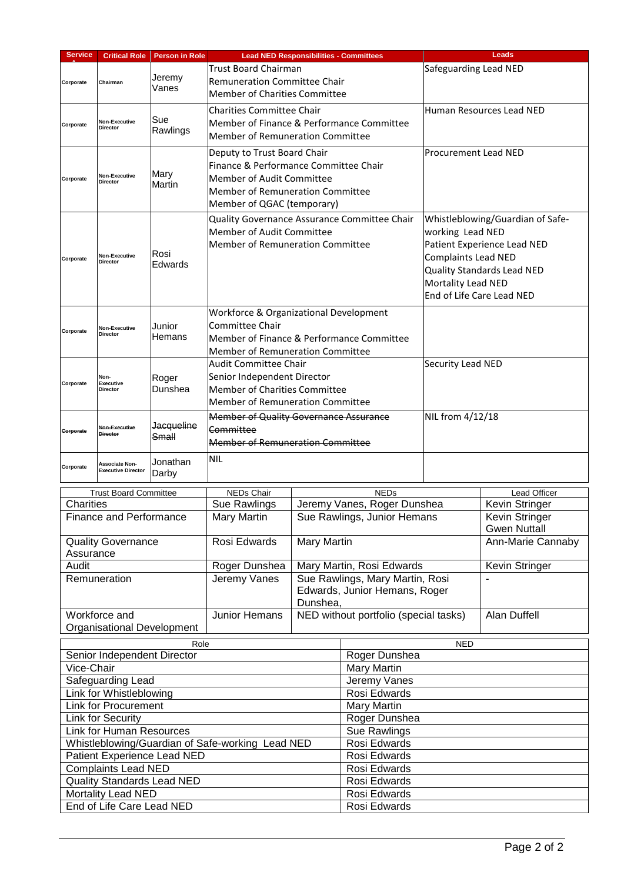| Service | Critical Role | Person in Role | Lead NED Responsibilities - Committees | Leads |
|---|---|---|---|---|
| Corporate | Chairman | Jeremy Vanes | Trust Board Chairman<br>Remuneration Committee Chair<br>Member of Charities Committee | Safeguarding Lead NED |
| Corporate | Non-Executive Director | Sue Rawlings | Charities Committee Chair<br>Member of Finance & Performance Committee<br>Member of Remuneration Committee | Human Resources Lead NED |
| Corporate | Non-Executive Director | Mary Martin | Deputy to Trust Board Chair<br>Finance & Performance Committee Chair<br>Member of Audit Committee<br>Member of Remuneration Committee<br>Member of QGAC (temporary) | Procurement Lead NED |
| Corporate | Non-Executive Director | Rosi Edwards | Quality Governance Assurance Committee Chair<br>Member of Audit Committee<br>Member of Remuneration Committee | Whistleblowing/Guardian of Safe-working Lead NED<br>Patient Experience Lead NED<br>Complaints Lead NED<br>Quality Standards Lead NED<br>Mortality Lead NED<br>End of Life Care Lead NED |
| Corporate | Non-Executive Director | Junior Hemans | Workforce & Organizational Development Committee Chair<br>Member of Finance & Performance Committee<br>Member of Remuneration Committee | |
| Corporate | Non-Executive Director | Roger Dunshea | Audit Committee Chair<br>Senior Independent Director<br>Member of Charities Committee<br>Member of Remuneration Committee | Security Lead NED |
| ~~Corporate~~ | ~~Non-Executive Director~~ | ~~Jacqueline Small~~ | ~~Member of Quality Governance Assurance Committee~~<br>~~Member of Remuneration Committee~~ | NIL from 4/12/18 |
| Corporate | Associate Non-Executive Director | Jonathan Darby | NIL | |

| Trust Board Committee | NEDs Chair | NEDs | Lead Officer |
|---|---|---|---|
| Charities | Sue Rawlings | Jeremy Vanes, Roger Dunshea | Kevin Stringer |
| Finance and Performance | Mary Martin | Sue Rawlings, Junior Hemans | Kevin Stringer<br>Gwen Nuttall |
| Quality Governance Assurance | Rosi Edwards | Mary Martin | Ann-Marie Cannaby |
| Audit | Roger Dunshea | Mary Martin, Rosi Edwards | Kevin Stringer |
| Remuneration | Jeremy Vanes | Sue Rawlings, Mary Martin, Rosi Edwards, Junior Hemans, Roger Dunshea, | - |
| Workforce and Organisational Development | Junior Hemans | NED without portfolio (special tasks) | Alan Duffell |

| Role | NED |
|---|---|
| Senior Independent Director | Roger Dunshea |
| Vice-Chair | Mary Martin |
| Safeguarding Lead | Jeremy Vanes |
| Link for Whistleblowing | Rosi Edwards |
| Link for Procurement | Mary Martin |
| Link for Security | Roger Dunshea |
| Link for Human Resources | Sue Rawlings |
| Whistleblowing/Guardian of Safe-working Lead NED | Rosi Edwards |
| Patient Experience Lead NED | Rosi Edwards |
| Complaints Lead NED | Rosi Edwards |
| Quality Standards Lead NED | Rosi Edwards |
| Mortality Lead NED | Rosi Edwards |
| End of Life Care Lead NED | Rosi Edwards |